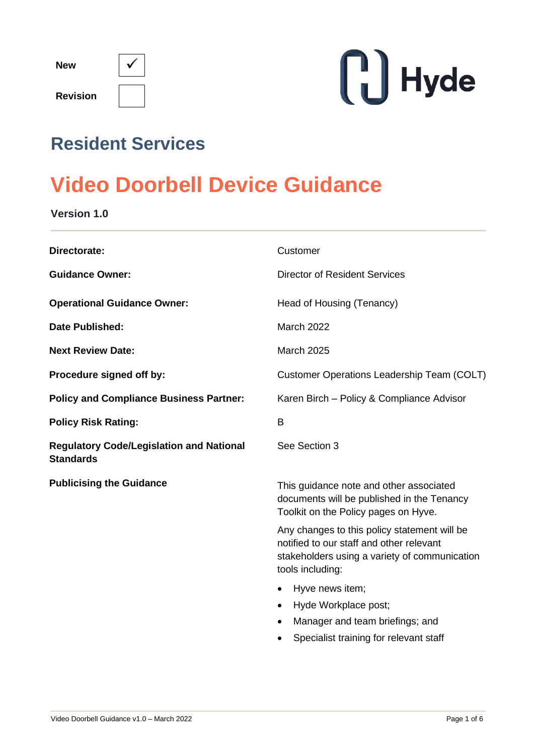| New | ✓ |
|---|---|
| Revision | |

Hyde

## Resident Services

# Video Doorbell Device Guidance

**Version 1.0**

| | |
|---|---|
| **Directorate:** | Customer |
| **Guidance Owner:** | Director of Resident Services |
| **Operational Guidance Owner:** | Head of Housing (Tenancy) |
| **Date Published:** | March 2022 |
| **Next Review Date:** | March 2025 |
| **Procedure signed off by:** | Customer Operations Leadership Team (COLT) |
| **Policy and Compliance Business Partner:** | Karen Birch – Policy & Compliance Advisor |
| **Policy Risk Rating:** | B |
| **Regulatory Code/Legislation and National Standards** | See Section 3 |
| **Publicising the Guidance** | This guidance note and other associated documents will be published in the Tenancy Toolkit on the Policy pages on Hyve.<br><br>Any changes to this policy statement will be notified to our staff and other relevant stakeholders using a variety of communication tools including:<br><br>• Hyve news item;<br>• Hyde Workplace post;<br>• Manager and team briefings; and<br>• Specialist training for relevant staff |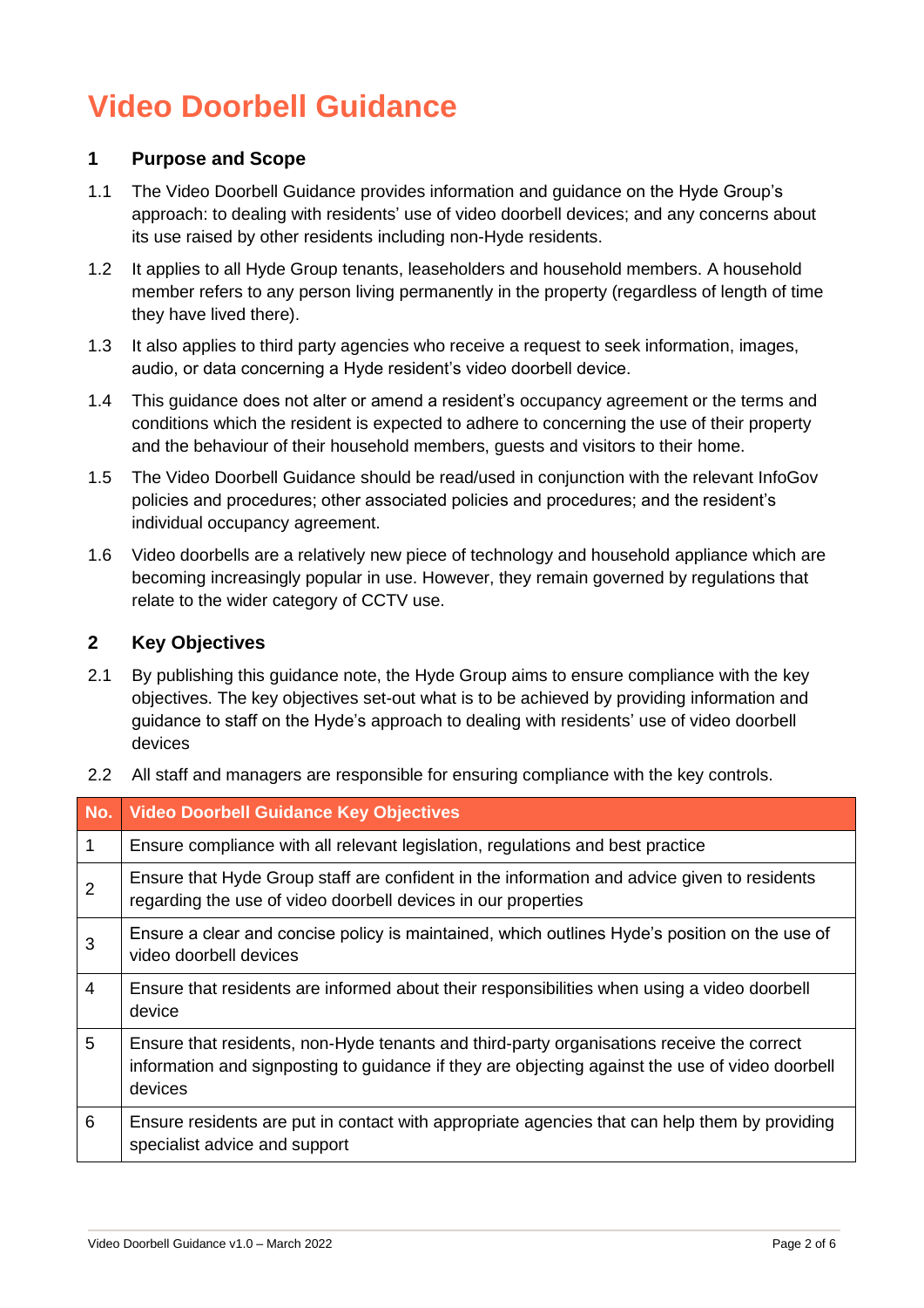# Video Doorbell Guidance

## 1 Purpose and Scope

1.1 The Video Doorbell Guidance provides information and guidance on the Hyde Group's approach: to dealing with residents' use of video doorbell devices; and any concerns about its use raised by other residents including non-Hyde residents.

1.2 It applies to all Hyde Group tenants, leaseholders and household members. A household member refers to any person living permanently in the property (regardless of length of time they have lived there).

1.3 It also applies to third party agencies who receive a request to seek information, images, audio, or data concerning a Hyde resident's video doorbell device.

1.4 This guidance does not alter or amend a resident's occupancy agreement or the terms and conditions which the resident is expected to adhere to concerning the use of their property and the behaviour of their household members, guests and visitors to their home.

1.5 The Video Doorbell Guidance should be read/used in conjunction with the relevant InfoGov policies and procedures; other associated policies and procedures; and the resident's individual occupancy agreement.

1.6 Video doorbells are a relatively new piece of technology and household appliance which are becoming increasingly popular in use. However, they remain governed by regulations that relate to the wider category of CCTV use.

## 2 Key Objectives

2.1 By publishing this guidance note, the Hyde Group aims to ensure compliance with the key objectives. The key objectives set-out what is to be achieved by providing information and guidance to staff on the Hyde's approach to dealing with residents' use of video doorbell devices

2.2 All staff and managers are responsible for ensuring compliance with the key controls.

| No. | Video Doorbell Guidance Key Objectives |
|---|---|
| 1 | Ensure compliance with all relevant legislation, regulations and best practice |
| 2 | Ensure that Hyde Group staff are confident in the information and advice given to residents regarding the use of video doorbell devices in our properties |
| 3 | Ensure a clear and concise policy is maintained, which outlines Hyde's position on the use of video doorbell devices |
| 4 | Ensure that residents are informed about their responsibilities when using a video doorbell device |
| 5 | Ensure that residents, non-Hyde tenants and third-party organisations receive the correct information and signposting to guidance if they are objecting against the use of video doorbell devices |
| 6 | Ensure residents are put in contact with appropriate agencies that can help them by providing specialist advice and support |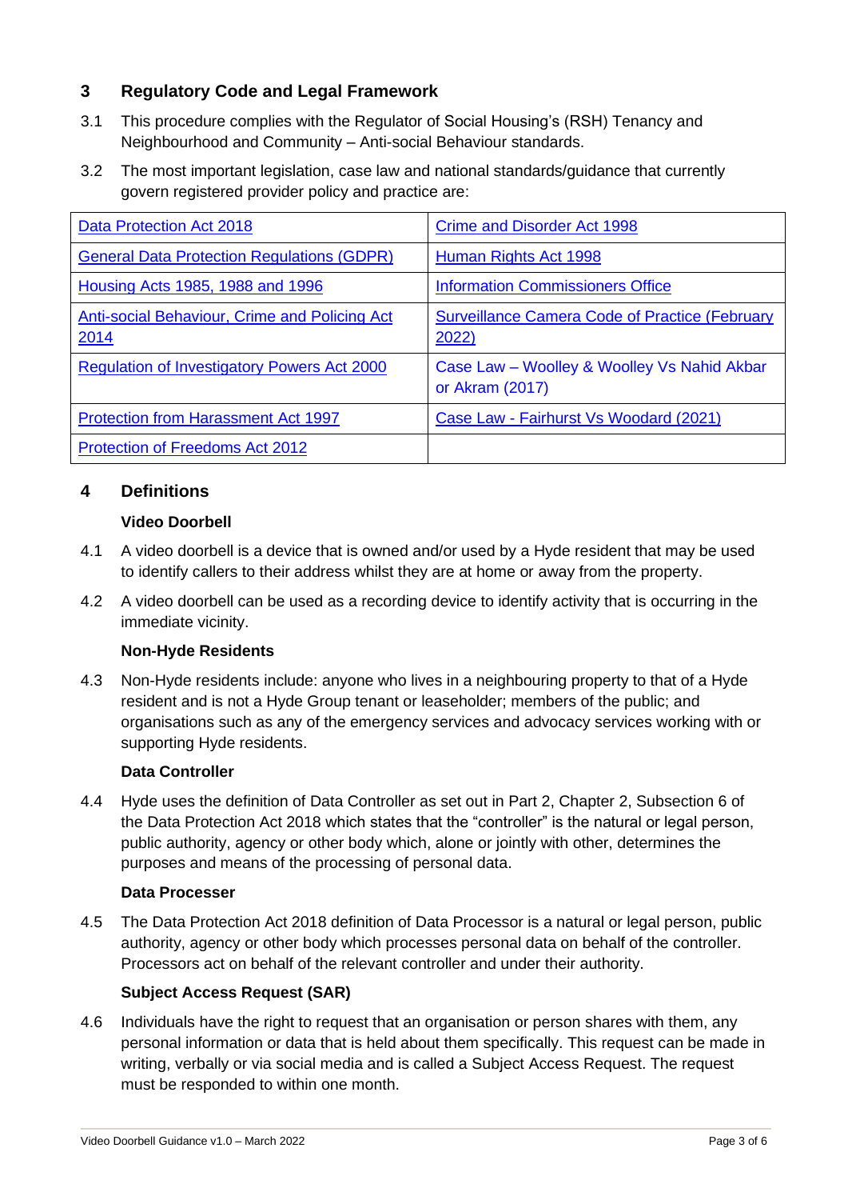## 3 Regulatory Code and Legal Framework

3.1 This procedure complies with the Regulator of Social Housing's (RSH) Tenancy and Neighbourhood and Community – Anti-social Behaviour standards.

3.2 The most important legislation, case law and national standards/guidance that currently govern registered provider policy and practice are:

| | |
|---|---|
| Data Protection Act 2018 | Crime and Disorder Act 1998 |
| General Data Protection Regulations (GDPR) | Human Rights Act 1998 |
| Housing Acts 1985, 1988 and 1996 | Information Commissioners Office |
| Anti-social Behaviour, Crime and Policing Act 2014 | Surveillance Camera Code of Practice (February 2022) |
| Regulation of Investigatory Powers Act 2000 | Case Law – Woolley & Woolley Vs Nahid Akbar or Akram (2017) |
| Protection from Harassment Act 1997 | Case Law - Fairhurst Vs Woodard (2021) |
| Protection of Freedoms Act 2012 | |

## 4 Definitions

**Video Doorbell**

4.1 A video doorbell is a device that is owned and/or used by a Hyde resident that may be used to identify callers to their address whilst they are at home or away from the property.

4.2 A video doorbell can be used as a recording device to identify activity that is occurring in the immediate vicinity.

**Non-Hyde Residents**

4.3 Non-Hyde residents include: anyone who lives in a neighbouring property to that of a Hyde resident and is not a Hyde Group tenant or leaseholder; members of the public; and organisations such as any of the emergency services and advocacy services working with or supporting Hyde residents.

**Data Controller**

4.4 Hyde uses the definition of Data Controller as set out in Part 2, Chapter 2, Subsection 6 of the Data Protection Act 2018 which states that the "controller" is the natural or legal person, public authority, agency or other body which, alone or jointly with other, determines the purposes and means of the processing of personal data.

**Data Processer**

4.5 The Data Protection Act 2018 definition of Data Processor is a natural or legal person, public authority, agency or other body which processes personal data on behalf of the controller. Processors act on behalf of the relevant controller and under their authority.

**Subject Access Request (SAR)**

4.6 Individuals have the right to request that an organisation or person shares with them, any personal information or data that is held about them specifically. This request can be made in writing, verbally or via social media and is called a Subject Access Request. The request must be responded to within one month.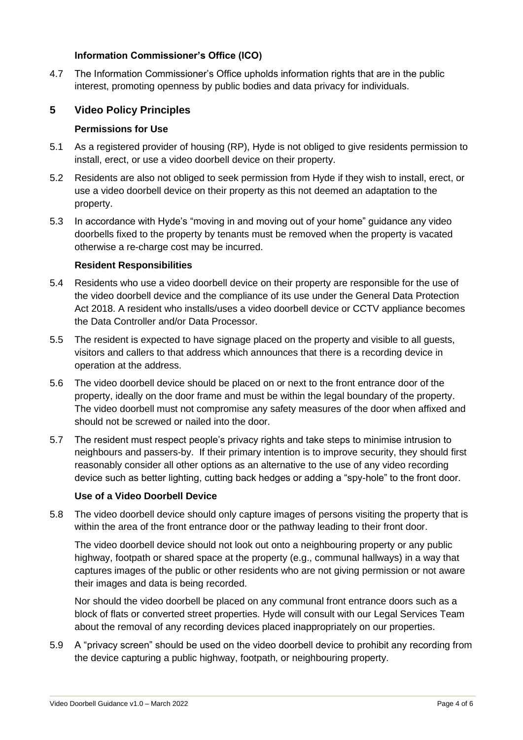### Information Commissioner's Office (ICO)

4.7 The Information Commissioner's Office upholds information rights that are in the public interest, promoting openness by public bodies and data privacy for individuals.

## 5 Video Policy Principles

### Permissions for Use

5.1 As a registered provider of housing (RP), Hyde is not obliged to give residents permission to install, erect, or use a video doorbell device on their property.

5.2 Residents are also not obliged to seek permission from Hyde if they wish to install, erect, or use a video doorbell device on their property as this not deemed an adaptation to the property.

5.3 In accordance with Hyde's "moving in and moving out of your home" guidance any video doorbells fixed to the property by tenants must be removed when the property is vacated otherwise a re-charge cost may be incurred.

### Resident Responsibilities

5.4 Residents who use a video doorbell device on their property are responsible for the use of the video doorbell device and the compliance of its use under the General Data Protection Act 2018. A resident who installs/uses a video doorbell device or CCTV appliance becomes the Data Controller and/or Data Processor.

5.5 The resident is expected to have signage placed on the property and visible to all guests, visitors and callers to that address which announces that there is a recording device in operation at the address.

5.6 The video doorbell device should be placed on or next to the front entrance door of the property, ideally on the door frame and must be within the legal boundary of the property. The video doorbell must not compromise any safety measures of the door when affixed and should not be screwed or nailed into the door.

5.7 The resident must respect people's privacy rights and take steps to minimise intrusion to neighbours and passers-by. If their primary intention is to improve security, they should first reasonably consider all other options as an alternative to the use of any video recording device such as better lighting, cutting back hedges or adding a "spy-hole" to the front door.

### Use of a Video Doorbell Device

5.8 The video doorbell device should only capture images of persons visiting the property that is within the area of the front entrance door or the pathway leading to their front door.

The video doorbell device should not look out onto a neighbouring property or any public highway, footpath or shared space at the property (e.g., communal hallways) in a way that captures images of the public or other residents who are not giving permission or not aware their images and data is being recorded.

Nor should the video doorbell be placed on any communal front entrance doors such as a block of flats or converted street properties. Hyde will consult with our Legal Services Team about the removal of any recording devices placed inappropriately on our properties.

5.9 A "privacy screen" should be used on the video doorbell device to prohibit any recording from the device capturing a public highway, footpath, or neighbouring property.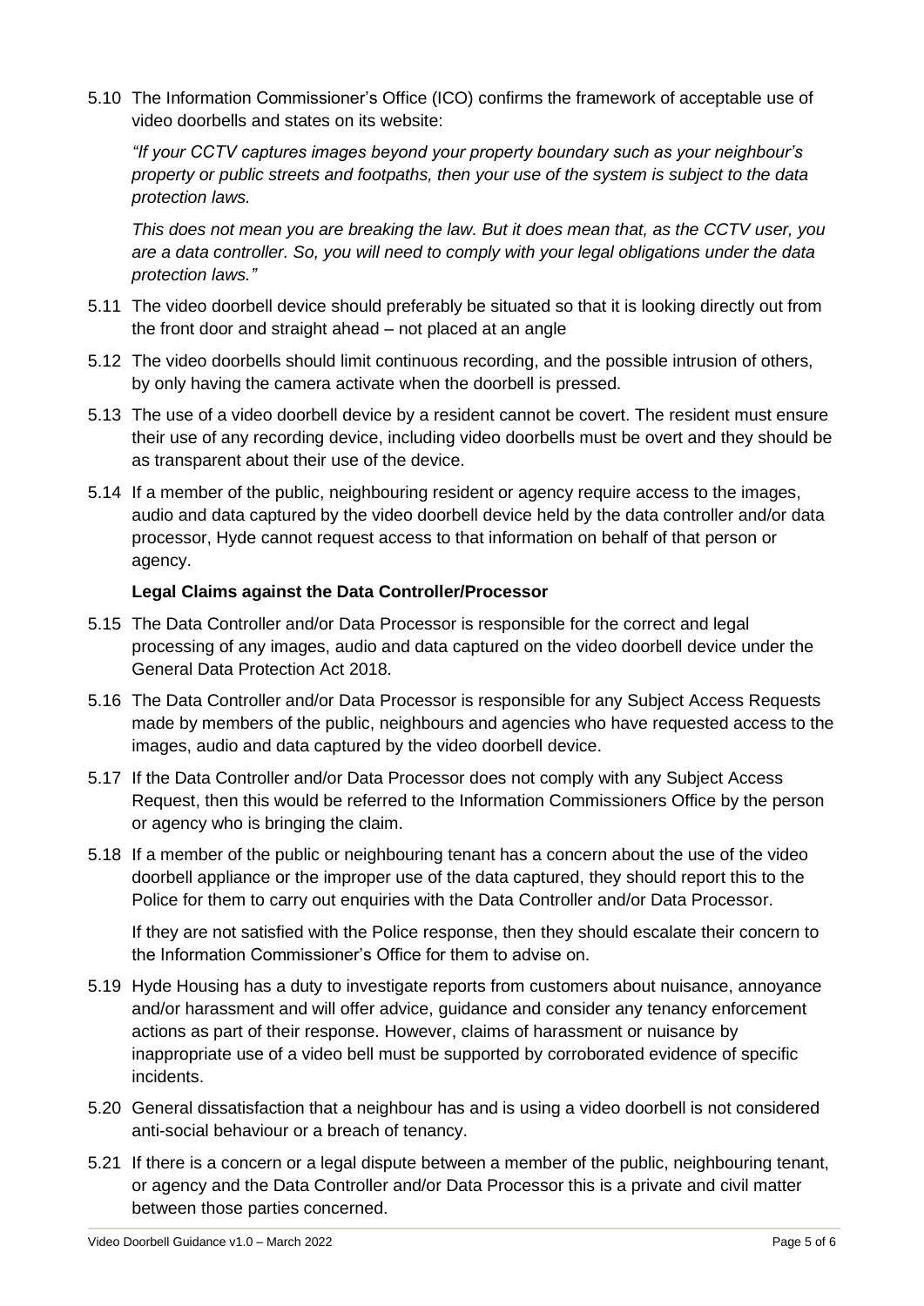5.10 The Information Commissioner's Office (ICO) confirms the framework of acceptable use of video doorbells and states on its website:

*"If your CCTV captures images beyond your property boundary such as your neighbour's property or public streets and footpaths, then your use of the system is subject to the data protection laws.*

*This does not mean you are breaking the law. But it does mean that, as the CCTV user, you are a data controller. So, you will need to comply with your legal obligations under the data protection laws."*

5.11 The video doorbell device should preferably be situated so that it is looking directly out from the front door and straight ahead – not placed at an angle

5.12 The video doorbells should limit continuous recording, and the possible intrusion of others, by only having the camera activate when the doorbell is pressed.

5.13 The use of a video doorbell device by a resident cannot be covert. The resident must ensure their use of any recording device, including video doorbells must be overt and they should be as transparent about their use of the device.

5.14 If a member of the public, neighbouring resident or agency require access to the images, audio and data captured by the video doorbell device held by the data controller and/or data processor, Hyde cannot request access to that information on behalf of that person or agency.

**Legal Claims against the Data Controller/Processor**

5.15 The Data Controller and/or Data Processor is responsible for the correct and legal processing of any images, audio and data captured on the video doorbell device under the General Data Protection Act 2018.

5.16 The Data Controller and/or Data Processor is responsible for any Subject Access Requests made by members of the public, neighbours and agencies who have requested access to the images, audio and data captured by the video doorbell device.

5.17 If the Data Controller and/or Data Processor does not comply with any Subject Access Request, then this would be referred to the Information Commissioners Office by the person or agency who is bringing the claim.

5.18 If a member of the public or neighbouring tenant has a concern about the use of the video doorbell appliance or the improper use of the data captured, they should report this to the Police for them to carry out enquiries with the Data Controller and/or Data Processor.

If they are not satisfied with the Police response, then they should escalate their concern to the Information Commissioner's Office for them to advise on.

5.19 Hyde Housing has a duty to investigate reports from customers about nuisance, annoyance and/or harassment and will offer advice, guidance and consider any tenancy enforcement actions as part of their response. However, claims of harassment or nuisance by inappropriate use of a video bell must be supported by corroborated evidence of specific incidents.

5.20 General dissatisfaction that a neighbour has and is using a video doorbell is not considered anti-social behaviour or a breach of tenancy.

5.21 If there is a concern or a legal dispute between a member of the public, neighbouring tenant, or agency and the Data Controller and/or Data Processor this is a private and civil matter between those parties concerned.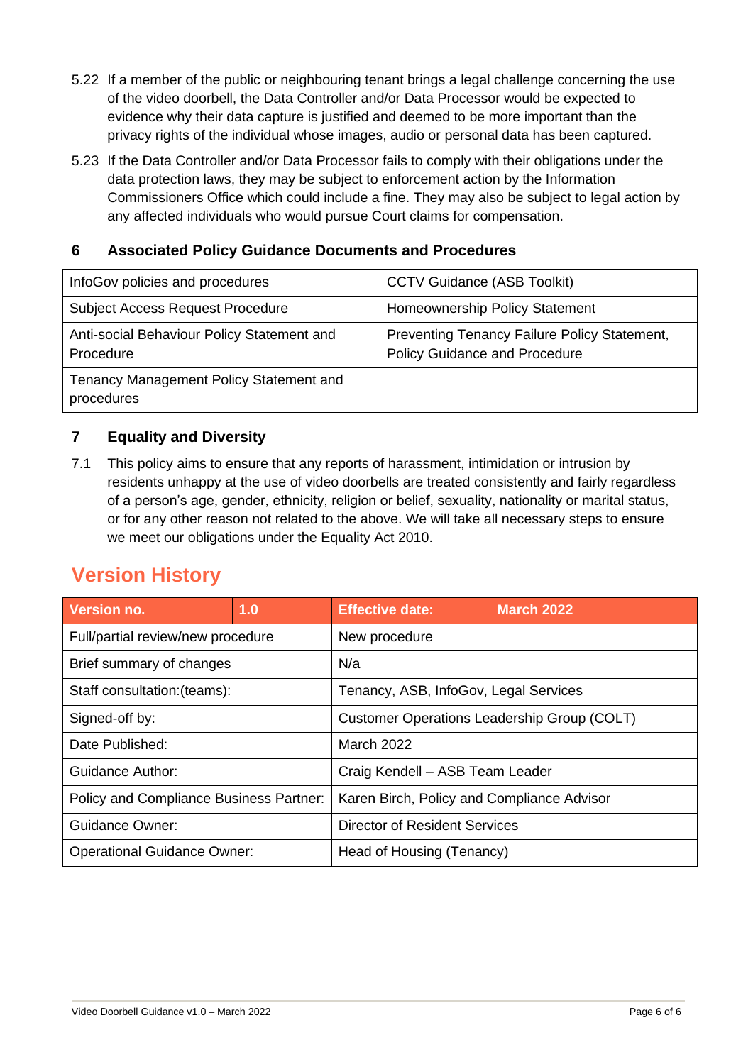5.22 If a member of the public or neighbouring tenant brings a legal challenge concerning the use of the video doorbell, the Data Controller and/or Data Processor would be expected to evidence why their data capture is justified and deemed to be more important than the privacy rights of the individual whose images, audio or personal data has been captured.

5.23 If the Data Controller and/or Data Processor fails to comply with their obligations under the data protection laws, they may be subject to enforcement action by the Information Commissioners Office which could include a fine. They may also be subject to legal action by any affected individuals who would pursue Court claims for compensation.

## 6 Associated Policy Guidance Documents and Procedures

| | |
|---|---|
| InfoGov policies and procedures | CCTV Guidance (ASB Toolkit) |
| Subject Access Request Procedure | Homeownership Policy Statement |
| Anti-social Behaviour Policy Statement and Procedure | Preventing Tenancy Failure Policy Statement, Policy Guidance and Procedure |
| Tenancy Management Policy Statement and procedures | |

## 7 Equality and Diversity

7.1 This policy aims to ensure that any reports of harassment, intimidation or intrusion by residents unhappy at the use of video doorbells are treated consistently and fairly regardless of a person's age, gender, ethnicity, religion or belief, sexuality, nationality or marital status, or for any other reason not related to the above. We will take all necessary steps to ensure we meet our obligations under the Equality Act 2010.

# Version History

| Version no. | 1.0 | Effective date: | March 2022 |
|---|---|---|---|
| Full/partial review/new procedure | | New procedure | |
| Brief summary of changes | | N/a | |
| Staff consultation:(teams): | | Tenancy, ASB, InfoGov, Legal Services | |
| Signed-off by: | | Customer Operations Leadership Group (COLT) | |
| Date Published: | | March 2022 | |
| Guidance Author: | | Craig Kendell – ASB Team Leader | |
| Policy and Compliance Business Partner: | | Karen Birch, Policy and Compliance Advisor | |
| Guidance Owner: | | Director of Resident Services | |
| Operational Guidance Owner: | | Head of Housing (Tenancy) | |